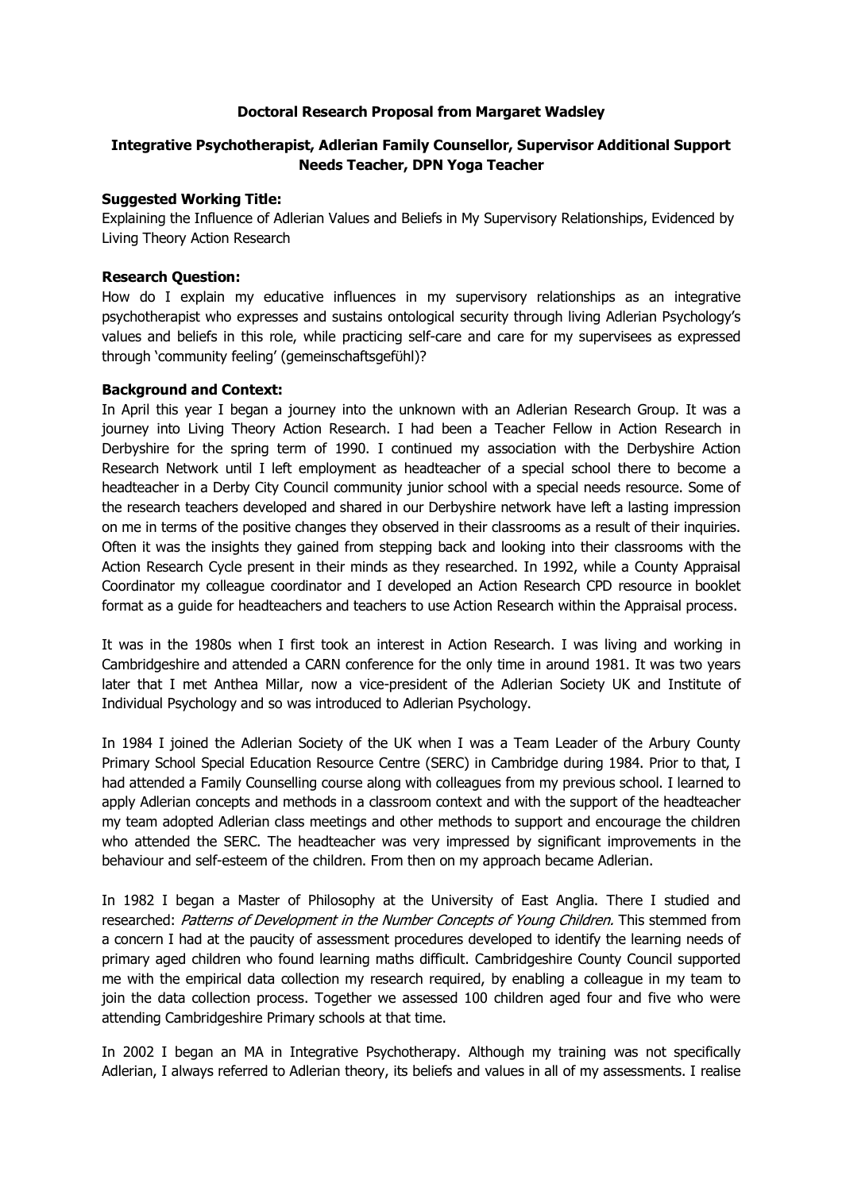**Doctoral Research Proposal from Margaret Wadsley**

**Integrative Psychotherapist, Adlerian Family Counsellor, Supervisor Additional Support Needs Teacher, DPN Yoga Teacher**

**Suggested Working Title:**

Explaining the Influence of Adlerian Values and Beliefs in My Supervisory Relationships, Evidenced by Living Theory Action Research

**Research Question:**

How do I explain my educative influences in my supervisory relationships as an integrative psychotherapist who expresses and sustains ontological security through living Adlerian Psychology's values and beliefs in this role, while practicing self-care and care for my supervisees as expressed through 'community feeling' (gemeinschaftsgefühl)?

**Background and Context:**

In April this year I began a journey into the unknown with an Adlerian Research Group. It was a journey into Living Theory Action Research. I had been a Teacher Fellow in Action Research in Derbyshire for the spring term of 1990. I continued my association with the Derbyshire Action Research Network until I left employment as headteacher of a special school there to become a headteacher in a Derby City Council community junior school with a special needs resource. Some of the research teachers developed and shared in our Derbyshire network have left a lasting impression on me in terms of the positive changes they observed in their classrooms as a result of their inquiries. Often it was the insights they gained from stepping back and looking into their classrooms with the Action Research Cycle present in their minds as they researched. In 1992, while a County Appraisal Coordinator my colleague coordinator and I developed an Action Research CPD resource in booklet format as a guide for headteachers and teachers to use Action Research within the Appraisal process.

It was in the 1980s when I first took an interest in Action Research. I was living and working in Cambridgeshire and attended a CARN conference for the only time in around 1981. It was two years later that I met Anthea Millar, now a vice-president of the Adlerian Society UK and Institute of Individual Psychology and so was introduced to Adlerian Psychology.

In 1984 I joined the Adlerian Society of the UK when I was a Team Leader of the Arbury County Primary School Special Education Resource Centre (SERC) in Cambridge during 1984. Prior to that, I had attended a Family Counselling course along with colleagues from my previous school. I learned to apply Adlerian concepts and methods in a classroom context and with the support of the headteacher my team adopted Adlerian class meetings and other methods to support and encourage the children who attended the SERC. The headteacher was very impressed by significant improvements in the behaviour and self-esteem of the children. From then on my approach became Adlerian.

In 1982 I began a Master of Philosophy at the University of East Anglia. There I studied and researched: *Patterns of Development in the Number Concepts of Young Children.* This stemmed from a concern I had at the paucity of assessment procedures developed to identify the learning needs of primary aged children who found learning maths difficult. Cambridgeshire County Council supported me with the empirical data collection my research required, by enabling a colleague in my team to join the data collection process. Together we assessed 100 children aged four and five who were attending Cambridgeshire Primary schools at that time.

In 2002 I began an MA in Integrative Psychotherapy. Although my training was not specifically Adlerian, I always referred to Adlerian theory, its beliefs and values in all of my assessments. I realise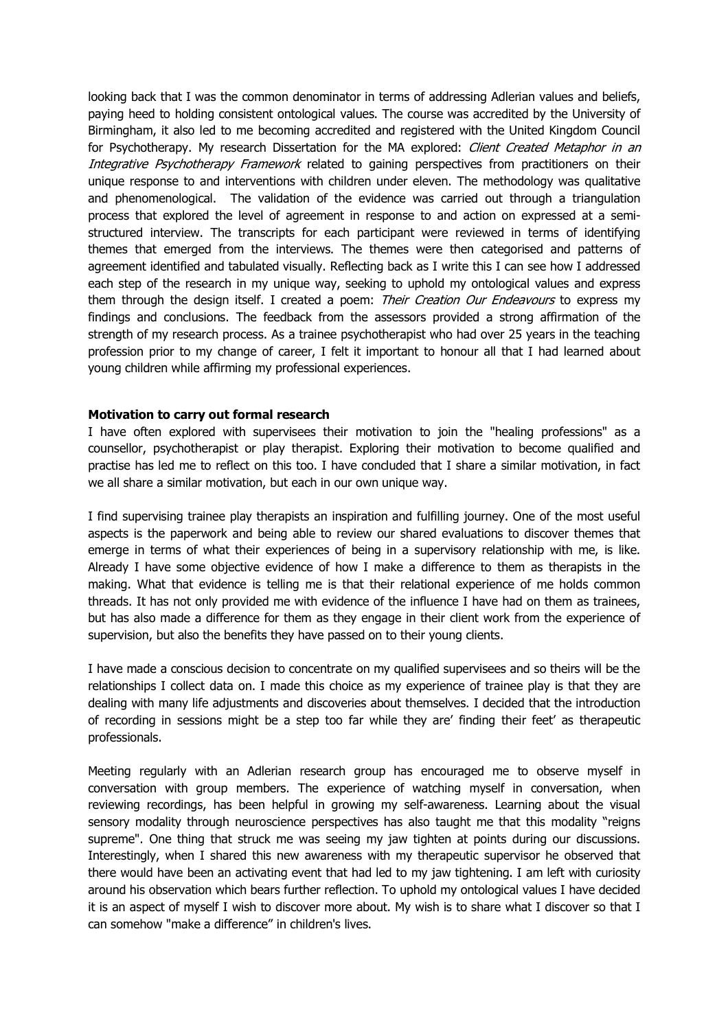looking back that I was the common denominator in terms of addressing Adlerian values and beliefs, paying heed to holding consistent ontological values. The course was accredited by the University of Birmingham, it also led to me becoming accredited and registered with the United Kingdom Council for Psychotherapy. My research Dissertation for the MA explored: *Client Created Metaphor in an Integrative Psychotherapy Framework* related to gaining perspectives from practitioners on their unique response to and interventions with children under eleven. The methodology was qualitative and phenomenological. The validation of the evidence was carried out through a triangulation process that explored the level of agreement in response to and action on expressed at a semi-structured interview. The transcripts for each participant were reviewed in terms of identifying themes that emerged from the interviews. The themes were then categorised and patterns of agreement identified and tabulated visually. Reflecting back as I write this I can see how I addressed each step of the research in my unique way, seeking to uphold my ontological values and express them through the design itself. I created a poem: *Their Creation Our Endeavours* to express my findings and conclusions. The feedback from the assessors provided a strong affirmation of the strength of my research process. As a trainee psychotherapist who had over 25 years in the teaching profession prior to my change of career, I felt it important to honour all that I had learned about young children while affirming my professional experiences.

**Motivation to carry out formal research**

I have often explored with supervisees their motivation to join the "healing professions" as a counsellor, psychotherapist or play therapist. Exploring their motivation to become qualified and practise has led me to reflect on this too. I have concluded that I share a similar motivation, in fact we all share a similar motivation, but each in our own unique way.

I find supervising trainee play therapists an inspiration and fulfilling journey. One of the most useful aspects is the paperwork and being able to review our shared evaluations to discover themes that emerge in terms of what their experiences of being in a supervisory relationship with me, is like. Already I have some objective evidence of how I make a difference to them as therapists in the making. What that evidence is telling me is that their relational experience of me holds common threads. It has not only provided me with evidence of the influence I have had on them as trainees, but has also made a difference for them as they engage in their client work from the experience of supervision, but also the benefits they have passed on to their young clients.

I have made a conscious decision to concentrate on my qualified supervisees and so theirs will be the relationships I collect data on. I made this choice as my experience of trainee play is that they are dealing with many life adjustments and discoveries about themselves. I decided that the introduction of recording in sessions might be a step too far while they are' finding their feet' as therapeutic professionals.

Meeting regularly with an Adlerian research group has encouraged me to observe myself in conversation with group members. The experience of watching myself in conversation, when reviewing recordings, has been helpful in growing my self-awareness. Learning about the visual sensory modality through neuroscience perspectives has also taught me that this modality "reigns supreme". One thing that struck me was seeing my jaw tighten at points during our discussions. Interestingly, when I shared this new awareness with my therapeutic supervisor he observed that there would have been an activating event that had led to my jaw tightening. I am left with curiosity around his observation which bears further reflection. To uphold my ontological values I have decided it is an aspect of myself I wish to discover more about. My wish is to share what I discover so that I can somehow "make a difference" in children's lives.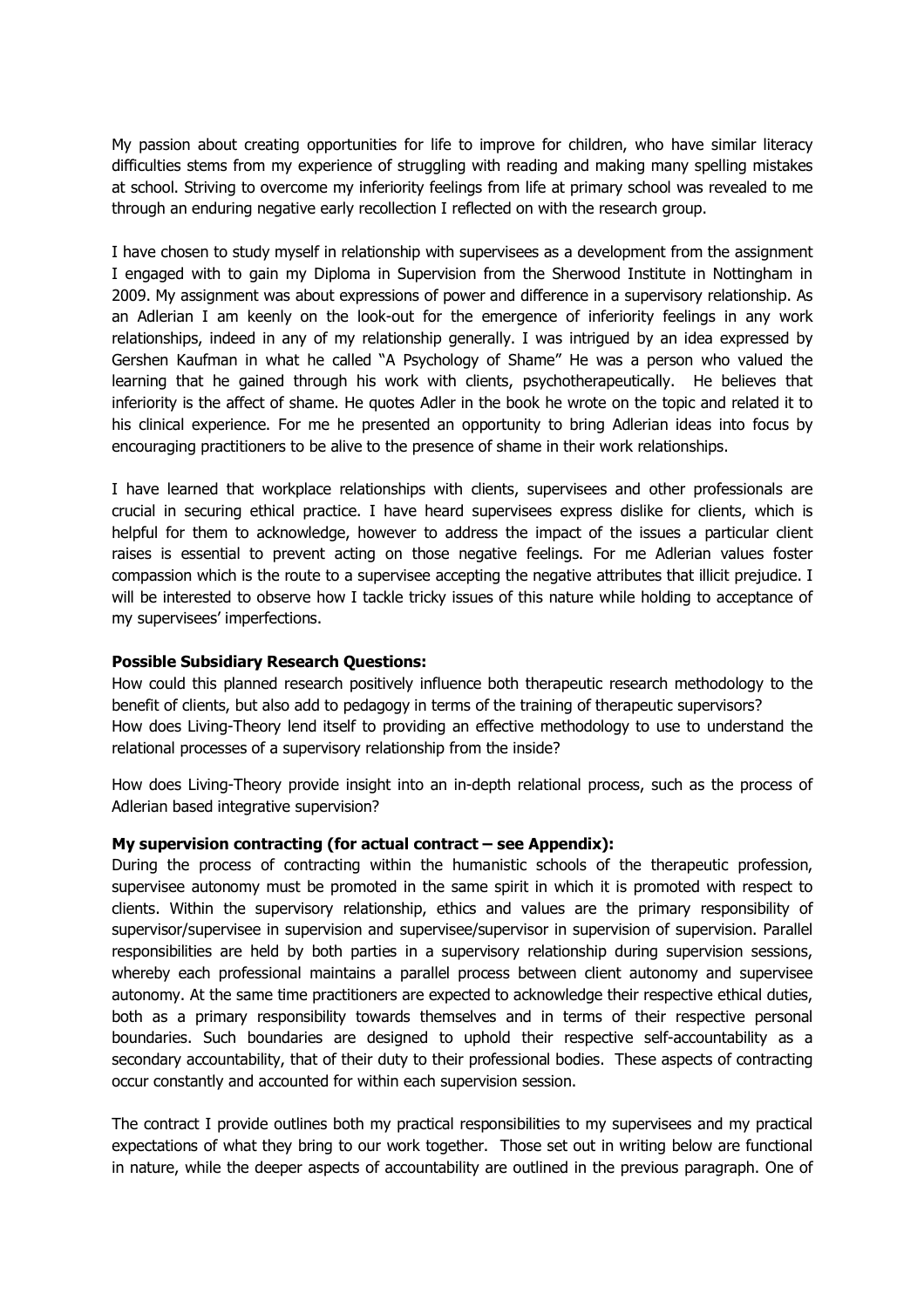My passion about creating opportunities for life to improve for children, who have similar literacy difficulties stems from my experience of struggling with reading and making many spelling mistakes at school. Striving to overcome my inferiority feelings from life at primary school was revealed to me through an enduring negative early recollection I reflected on with the research group.

I have chosen to study myself in relationship with supervisees as a development from the assignment I engaged with to gain my Diploma in Supervision from the Sherwood Institute in Nottingham in 2009. My assignment was about expressions of power and difference in a supervisory relationship. As an Adlerian I am keenly on the look-out for the emergence of inferiority feelings in any work relationships, indeed in any of my relationship generally. I was intrigued by an idea expressed by Gershen Kaufman in what he called "A Psychology of Shame" He was a person who valued the learning that he gained through his work with clients, psychotherapeutically. He believes that inferiority is the affect of shame. He quotes Adler in the book he wrote on the topic and related it to his clinical experience. For me he presented an opportunity to bring Adlerian ideas into focus by encouraging practitioners to be alive to the presence of shame in their work relationships.

I have learned that workplace relationships with clients, supervisees and other professionals are crucial in securing ethical practice. I have heard supervisees express dislike for clients, which is helpful for them to acknowledge, however to address the impact of the issues a particular client raises is essential to prevent acting on those negative feelings. For me Adlerian values foster compassion which is the route to a supervisee accepting the negative attributes that illicit prejudice. I will be interested to observe how I tackle tricky issues of this nature while holding to acceptance of my supervisees' imperfections.

**Possible Subsidiary Research Questions:**
How could this planned research positively influence both therapeutic research methodology to the benefit of clients, but also add to pedagogy in terms of the training of therapeutic supervisors?
How does Living-Theory lend itself to providing an effective methodology to use to understand the relational processes of a supervisory relationship from the inside?

How does Living-Theory provide insight into an in-depth relational process, such as the process of Adlerian based integrative supervision?

**My supervision contracting (for actual contract – see Appendix):**
During the process of contracting within the humanistic schools of the therapeutic profession, supervisee autonomy must be promoted in the same spirit in which it is promoted with respect to clients. Within the supervisory relationship, ethics and values are the primary responsibility of supervisor/supervisee in supervision and supervisee/supervisor in supervision of supervision. Parallel responsibilities are held by both parties in a supervisory relationship during supervision sessions, whereby each professional maintains a parallel process between client autonomy and supervisee autonomy. At the same time practitioners are expected to acknowledge their respective ethical duties, both as a primary responsibility towards themselves and in terms of their respective personal boundaries. Such boundaries are designed to uphold their respective self-accountability as a secondary accountability, that of their duty to their professional bodies. These aspects of contracting occur constantly and accounted for within each supervision session.

The contract I provide outlines both my practical responsibilities to my supervisees and my practical expectations of what they bring to our work together. Those set out in writing below are functional in nature, while the deeper aspects of accountability are outlined in the previous paragraph. One of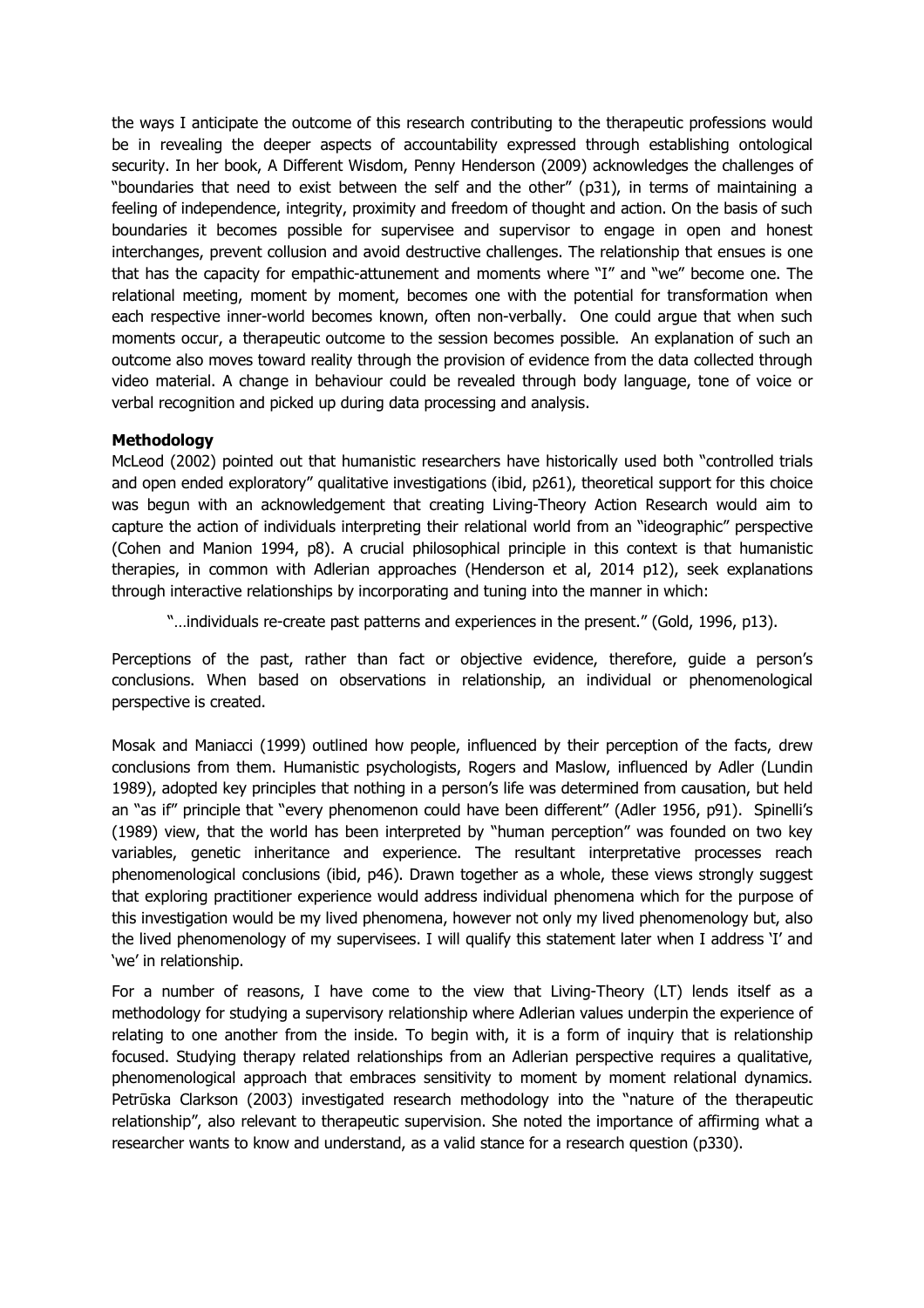the ways I anticipate the outcome of this research contributing to the therapeutic professions would be in revealing the deeper aspects of accountability expressed through establishing ontological security. In her book, A Different Wisdom, Penny Henderson (2009) acknowledges the challenges of "boundaries that need to exist between the self and the other" (p31), in terms of maintaining a feeling of independence, integrity, proximity and freedom of thought and action. On the basis of such boundaries it becomes possible for supervisee and supervisor to engage in open and honest interchanges, prevent collusion and avoid destructive challenges. The relationship that ensues is one that has the capacity for empathic-attunement and moments where "I" and "we" become one. The relational meeting, moment by moment, becomes one with the potential for transformation when each respective inner-world becomes known, often non-verbally. One could argue that when such moments occur, a therapeutic outcome to the session becomes possible. An explanation of such an outcome also moves toward reality through the provision of evidence from the data collected through video material. A change in behaviour could be revealed through body language, tone of voice or verbal recognition and picked up during data processing and analysis.

**Methodology**

McLeod (2002) pointed out that humanistic researchers have historically used both "controlled trials and open ended exploratory" qualitative investigations (ibid, p261), theoretical support for this choice was begun with an acknowledgement that creating Living-Theory Action Research would aim to capture the action of individuals interpreting their relational world from an "ideographic" perspective (Cohen and Manion 1994, p8). A crucial philosophical principle in this context is that humanistic therapies, in common with Adlerian approaches (Henderson et al, 2014 p12), seek explanations through interactive relationships by incorporating and tuning into the manner in which:

> "…individuals re-create past patterns and experiences in the present." (Gold, 1996, p13).

Perceptions of the past, rather than fact or objective evidence, therefore, guide a person's conclusions. When based on observations in relationship, an individual or phenomenological perspective is created.

Mosak and Maniacci (1999) outlined how people, influenced by their perception of the facts, drew conclusions from them. Humanistic psychologists, Rogers and Maslow, influenced by Adler (Lundin 1989), adopted key principles that nothing in a person's life was determined from causation, but held an "as if" principle that "every phenomenon could have been different" (Adler 1956, p91). Spinelli's (1989) view, that the world has been interpreted by "human perception" was founded on two key variables, genetic inheritance and experience. The resultant interpretative processes reach phenomenological conclusions (ibid, p46). Drawn together as a whole, these views strongly suggest that exploring practitioner experience would address individual phenomena which for the purpose of this investigation would be my lived phenomena, however not only my lived phenomenology but, also the lived phenomenology of my supervisees. I will qualify this statement later when I address 'I' and 'we' in relationship.

For a number of reasons, I have come to the view that Living-Theory (LT) lends itself as a methodology for studying a supervisory relationship where Adlerian values underpin the experience of relating to one another from the inside. To begin with, it is a form of inquiry that is relationship focused. Studying therapy related relationships from an Adlerian perspective requires a qualitative, phenomenological approach that embraces sensitivity to moment by moment relational dynamics. Petrūska Clarkson (2003) investigated research methodology into the "nature of the therapeutic relationship", also relevant to therapeutic supervision. She noted the importance of affirming what a researcher wants to know and understand, as a valid stance for a research question (p330).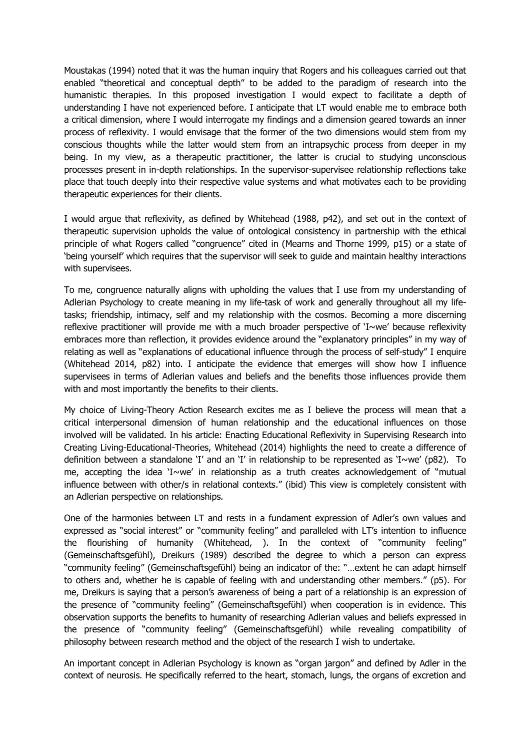Moustakas (1994) noted that it was the human inquiry that Rogers and his colleagues carried out that enabled "theoretical and conceptual depth" to be added to the paradigm of research into the humanistic therapies. In this proposed investigation I would expect to facilitate a depth of understanding I have not experienced before. I anticipate that LT would enable me to embrace both a critical dimension, where I would interrogate my findings and a dimension geared towards an inner process of reflexivity. I would envisage that the former of the two dimensions would stem from my conscious thoughts while the latter would stem from an intrapsychic process from deeper in my being. In my view, as a therapeutic practitioner, the latter is crucial to studying unconscious processes present in in-depth relationships. In the supervisor-supervisee relationship reflections take place that touch deeply into their respective value systems and what motivates each to be providing therapeutic experiences for their clients.

I would argue that reflexivity, as defined by Whitehead (1988, p42), and set out in the context of therapeutic supervision upholds the value of ontological consistency in partnership with the ethical principle of what Rogers called "congruence" cited in (Mearns and Thorne 1999, p15) or a state of 'being yourself' which requires that the supervisor will seek to guide and maintain healthy interactions with supervisees.

To me, congruence naturally aligns with upholding the values that I use from my understanding of Adlerian Psychology to create meaning in my life-task of work and generally throughout all my life-tasks; friendship, intimacy, self and my relationship with the cosmos. Becoming a more discerning reflexive practitioner will provide me with a much broader perspective of 'I~we' because reflexivity embraces more than reflection, it provides evidence around the "explanatory principles" in my way of relating as well as "explanations of educational influence through the process of self-study" I enquire (Whitehead 2014, p82) into. I anticipate the evidence that emerges will show how I influence supervisees in terms of Adlerian values and beliefs and the benefits those influences provide them with and most importantly the benefits to their clients.

My choice of Living-Theory Action Research excites me as I believe the process will mean that a critical interpersonal dimension of human relationship and the educational influences on those involved will be validated. In his article: Enacting Educational Reflexivity in Supervising Research into Creating Living-Educational-Theories, Whitehead (2014) highlights the need to create a difference of definition between a standalone 'I' and an 'I' in relationship to be represented as 'I~we' (p82). To me, accepting the idea 'I~we' in relationship as a truth creates acknowledgement of "mutual influence between with other/s in relational contexts." (ibid) This view is completely consistent with an Adlerian perspective on relationships.

One of the harmonies between LT and rests in a fundament expression of Adler's own values and expressed as "social interest" or "community feeling" and paralleled with LT's intention to influence the flourishing of humanity (Whitehead, ). In the context of "community feeling" (Gemeinschaftsgefühl), Dreikurs (1989) described the degree to which a person can express "community feeling" (Gemeinschaftsgefühl) being an indicator of the: "…extent he can adapt himself to others and, whether he is capable of feeling with and understanding other members." (p5). For me, Dreikurs is saying that a person's awareness of being a part of a relationship is an expression of the presence of "community feeling" (Gemeinschaftsgefühl) when cooperation is in evidence. This observation supports the benefits to humanity of researching Adlerian values and beliefs expressed in the presence of "community feeling" (Gemeinschaftsgefühl) while revealing compatibility of philosophy between research method and the object of the research I wish to undertake.

An important concept in Adlerian Psychology is known as "organ jargon" and defined by Adler in the context of neurosis. He specifically referred to the heart, stomach, lungs, the organs of excretion and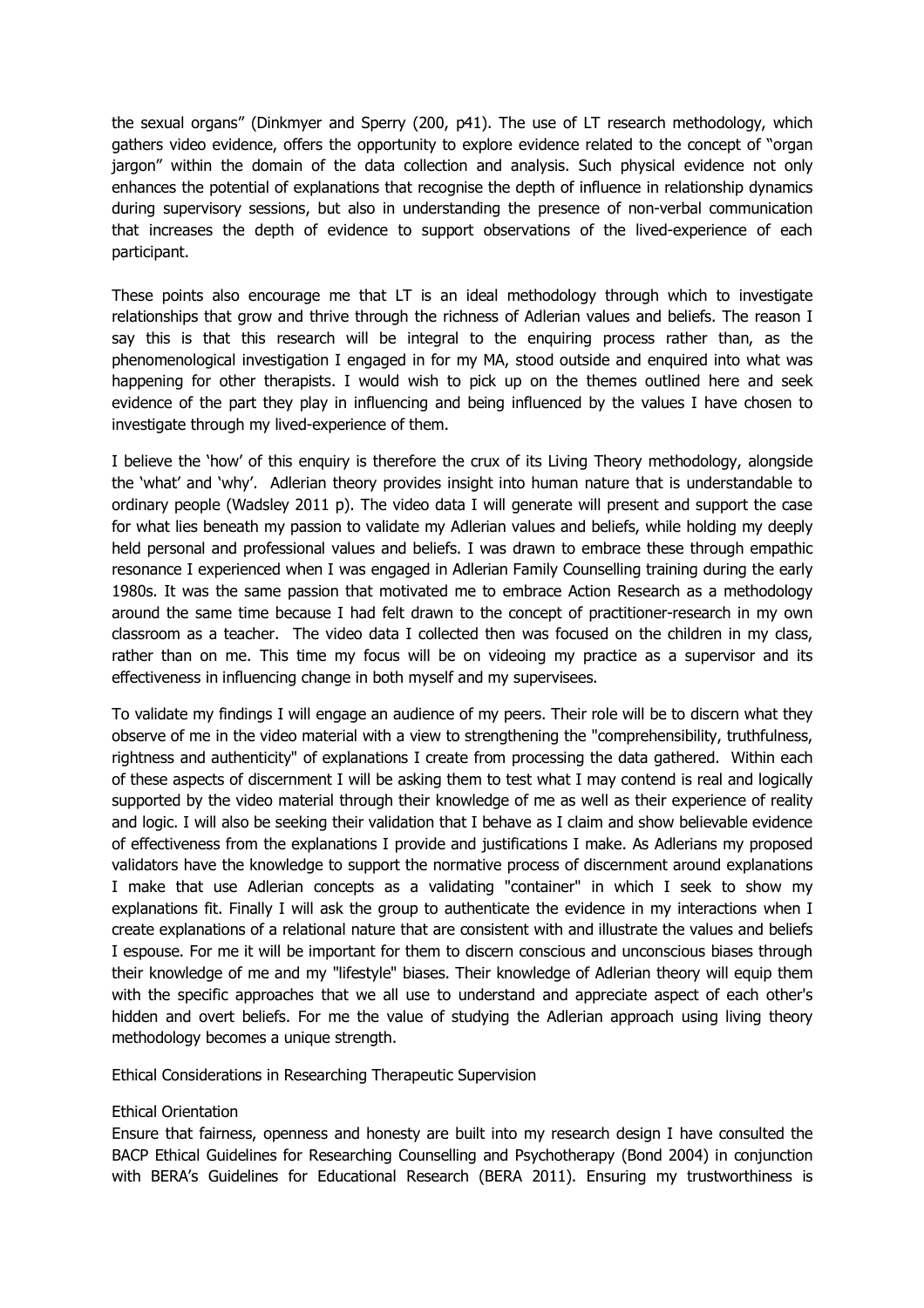the sexual organs" (Dinkmyer and Sperry (200, p41). The use of LT research methodology, which gathers video evidence, offers the opportunity to explore evidence related to the concept of "organ jargon" within the domain of the data collection and analysis. Such physical evidence not only enhances the potential of explanations that recognise the depth of influence in relationship dynamics during supervisory sessions, but also in understanding the presence of non-verbal communication that increases the depth of evidence to support observations of the lived-experience of each participant.

These points also encourage me that LT is an ideal methodology through which to investigate relationships that grow and thrive through the richness of Adlerian values and beliefs. The reason I say this is that this research will be integral to the enquiring process rather than, as the phenomenological investigation I engaged in for my MA, stood outside and enquired into what was happening for other therapists. I would wish to pick up on the themes outlined here and seek evidence of the part they play in influencing and being influenced by the values I have chosen to investigate through my lived-experience of them.

I believe the 'how' of this enquiry is therefore the crux of its Living Theory methodology, alongside the 'what' and 'why'. Adlerian theory provides insight into human nature that is understandable to ordinary people (Wadsley 2011 p). The video data I will generate will present and support the case for what lies beneath my passion to validate my Adlerian values and beliefs, while holding my deeply held personal and professional values and beliefs. I was drawn to embrace these through empathic resonance I experienced when I was engaged in Adlerian Family Counselling training during the early 1980s. It was the same passion that motivated me to embrace Action Research as a methodology around the same time because I had felt drawn to the concept of practitioner-research in my own classroom as a teacher. The video data I collected then was focused on the children in my class, rather than on me. This time my focus will be on videoing my practice as a supervisor and its effectiveness in influencing change in both myself and my supervisees.

To validate my findings I will engage an audience of my peers. Their role will be to discern what they observe of me in the video material with a view to strengthening the "comprehensibility, truthfulness, rightness and authenticity" of explanations I create from processing the data gathered. Within each of these aspects of discernment I will be asking them to test what I may contend is real and logically supported by the video material through their knowledge of me as well as their experience of reality and logic. I will also be seeking their validation that I behave as I claim and show believable evidence of effectiveness from the explanations I provide and justifications I make. As Adlerians my proposed validators have the knowledge to support the normative process of discernment around explanations I make that use Adlerian concepts as a validating "container" in which I seek to show my explanations fit. Finally I will ask the group to authenticate the evidence in my interactions when I create explanations of a relational nature that are consistent with and illustrate the values and beliefs I espouse. For me it will be important for them to discern conscious and unconscious biases through their knowledge of me and my "lifestyle" biases. Their knowledge of Adlerian theory will equip them with the specific approaches that we all use to understand and appreciate aspect of each other's hidden and overt beliefs. For me the value of studying the Adlerian approach using living theory methodology becomes a unique strength.

## Ethical Considerations in Researching Therapeutic Supervision

### Ethical Orientation

Ensure that fairness, openness and honesty are built into my research design I have consulted the BACP Ethical Guidelines for Researching Counselling and Psychotherapy (Bond 2004) in conjunction with BERA's Guidelines for Educational Research (BERA 2011). Ensuring my trustworthiness is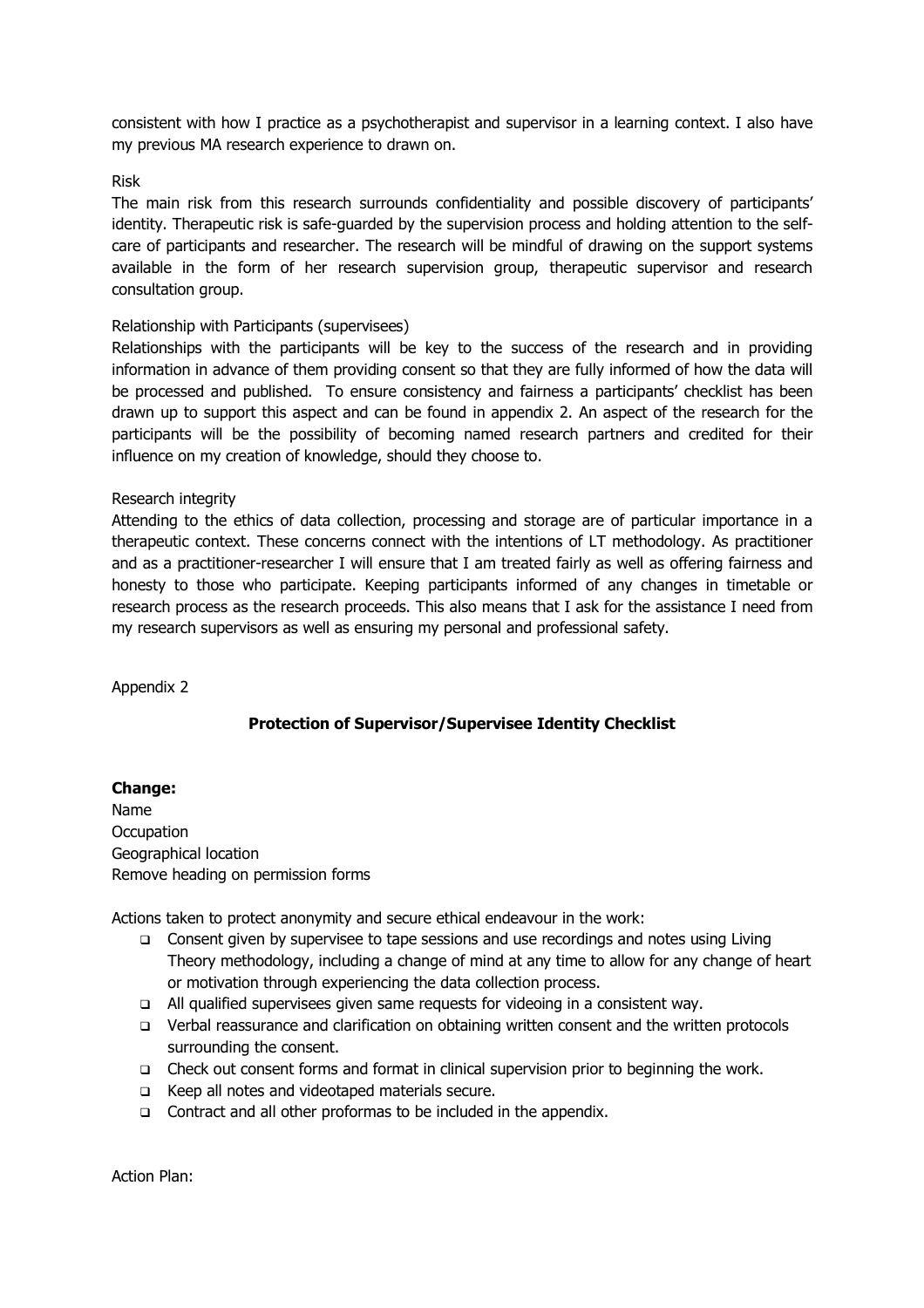consistent with how I practice as a psychotherapist and supervisor in a learning context. I also have my previous MA research experience to drawn on.

Risk

The main risk from this research surrounds confidentiality and possible discovery of participants' identity. Therapeutic risk is safe-guarded by the supervision process and holding attention to the self-care of participants and researcher. The research will be mindful of drawing on the support systems available in the form of her research supervision group, therapeutic supervisor and research consultation group.

Relationship with Participants (supervisees)

Relationships with the participants will be key to the success of the research and in providing information in advance of them providing consent so that they are fully informed of how the data will be processed and published. To ensure consistency and fairness a participants' checklist has been drawn up to support this aspect and can be found in appendix 2. An aspect of the research for the participants will be the possibility of becoming named research partners and credited for their influence on my creation of knowledge, should they choose to.

Research integrity

Attending to the ethics of data collection, processing and storage are of particular importance in a therapeutic context. These concerns connect with the intentions of LT methodology. As practitioner and as a practitioner-researcher I will ensure that I am treated fairly as well as offering fairness and honesty to those who participate. Keeping participants informed of any changes in timetable or research process as the research proceeds. This also means that I ask for the assistance I need from my research supervisors as well as ensuring my personal and professional safety.

Appendix 2

**Protection of Supervisor/Supervisee Identity Checklist**

**Change:**

Name

Occupation

Geographical location

Remove heading on permission forms

Actions taken to protect anonymity and secure ethical endeavour in the work:

- Consent given by supervisee to tape sessions and use recordings and notes using Living Theory methodology, including a change of mind at any time to allow for any change of heart or motivation through experiencing the data collection process.
- All qualified supervisees given same requests for videoing in a consistent way.
- Verbal reassurance and clarification on obtaining written consent and the written protocols surrounding the consent.
- Check out consent forms and format in clinical supervision prior to beginning the work.
- Keep all notes and videotaped materials secure.
- Contract and all other proformas to be included in the appendix.

Action Plan: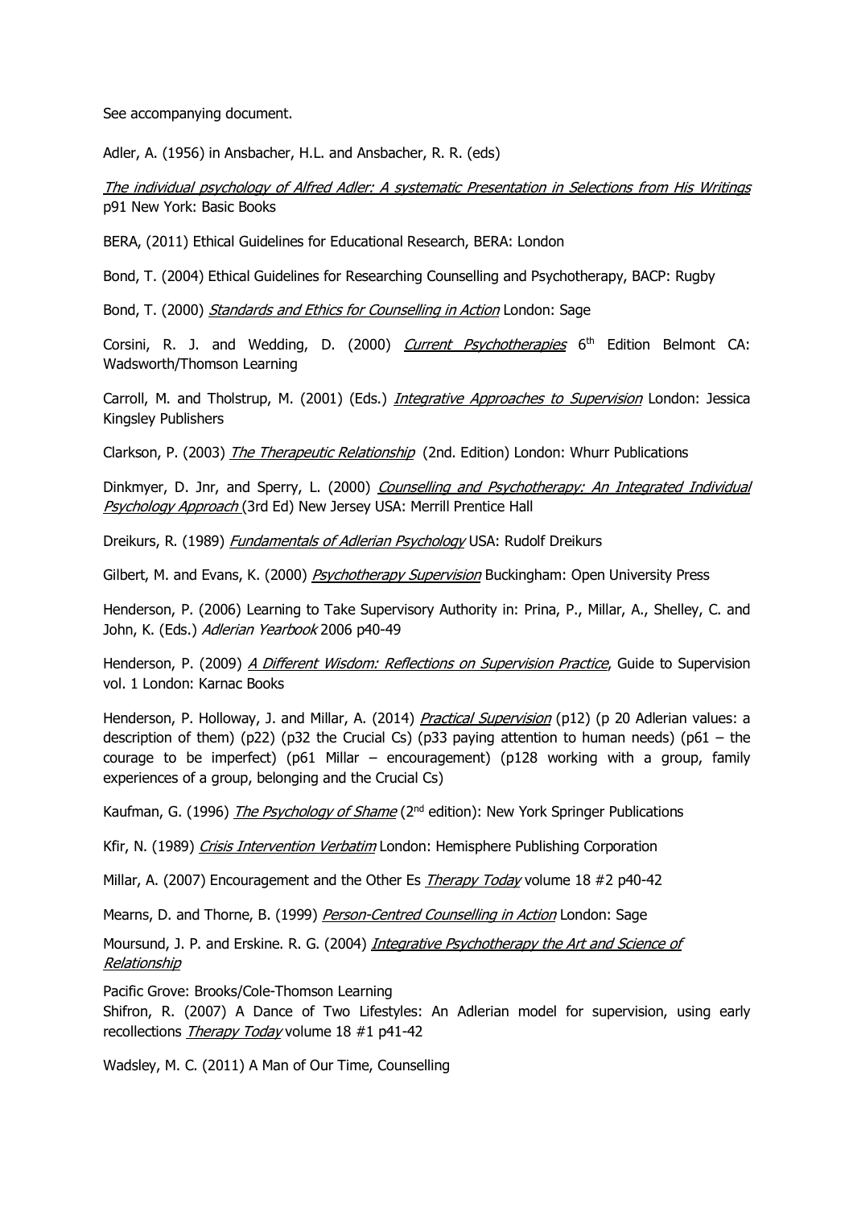See accompanying document.

Adler, A. (1956) in Ansbacher, H.L. and Ansbacher, R. R. (eds)

*The individual psychology of Alfred Adler: A systematic Presentation in Selections from His Writings* p91 New York: Basic Books

BERA, (2011) Ethical Guidelines for Educational Research, BERA: London

Bond, T. (2004) Ethical Guidelines for Researching Counselling and Psychotherapy, BACP: Rugby

Bond, T. (2000) *Standards and Ethics for Counselling in Action* London: Sage

Corsini, R. J. and Wedding, D. (2000) *Current Psychotherapies* 6th Edition Belmont CA: Wadsworth/Thomson Learning

Carroll, M. and Tholstrup, M. (2001) (Eds.) *Integrative Approaches to Supervision* London: Jessica Kingsley Publishers

Clarkson, P. (2003) *The Therapeutic Relationship* (2nd. Edition) London: Whurr Publications

Dinkmyer, D. Jnr, and Sperry, L. (2000) *Counselling and Psychotherapy: An Integrated Individual Psychology Approach* (3rd Ed) New Jersey USA: Merrill Prentice Hall

Dreikurs, R. (1989) *Fundamentals of Adlerian Psychology* USA: Rudolf Dreikurs

Gilbert, M. and Evans, K. (2000) *Psychotherapy Supervision* Buckingham: Open University Press

Henderson, P. (2006) Learning to Take Supervisory Authority in: Prina, P., Millar, A., Shelley, C. and John, K. (Eds.) *Adlerian Yearbook* 2006 p40-49

Henderson, P. (2009) *A Different Wisdom: Reflections on Supervision Practice*, Guide to Supervision vol. 1 London: Karnac Books

Henderson, P. Holloway, J. and Millar, A. (2014) *Practical Supervision* (p12) (p 20 Adlerian values: a description of them) (p22) (p32 the Crucial Cs) (p33 paying attention to human needs) (p61 – the courage to be imperfect) (p61 Millar – encouragement) (p128 working with a group, family experiences of a group, belonging and the Crucial Cs)

Kaufman, G. (1996) *The Psychology of Shame* (2nd edition): New York Springer Publications

Kfir, N. (1989) *Crisis Intervention Verbatim* London: Hemisphere Publishing Corporation

Millar, A. (2007) Encouragement and the Other Es *Therapy Today* volume 18 #2 p40-42

Mearns, D. and Thorne, B. (1999) *Person-Centred Counselling in Action* London: Sage

Moursund, J. P. and Erskine. R. G. (2004) *Integrative Psychotherapy the Art and Science of Relationship*

Pacific Grove: Brooks/Cole-Thomson Learning

Shifron, R. (2007) A Dance of Two Lifestyles: An Adlerian model for supervision, using early recollections *Therapy Today* volume 18 #1 p41-42

Wadsley, M. C. (2011) A Man of Our Time, Counselling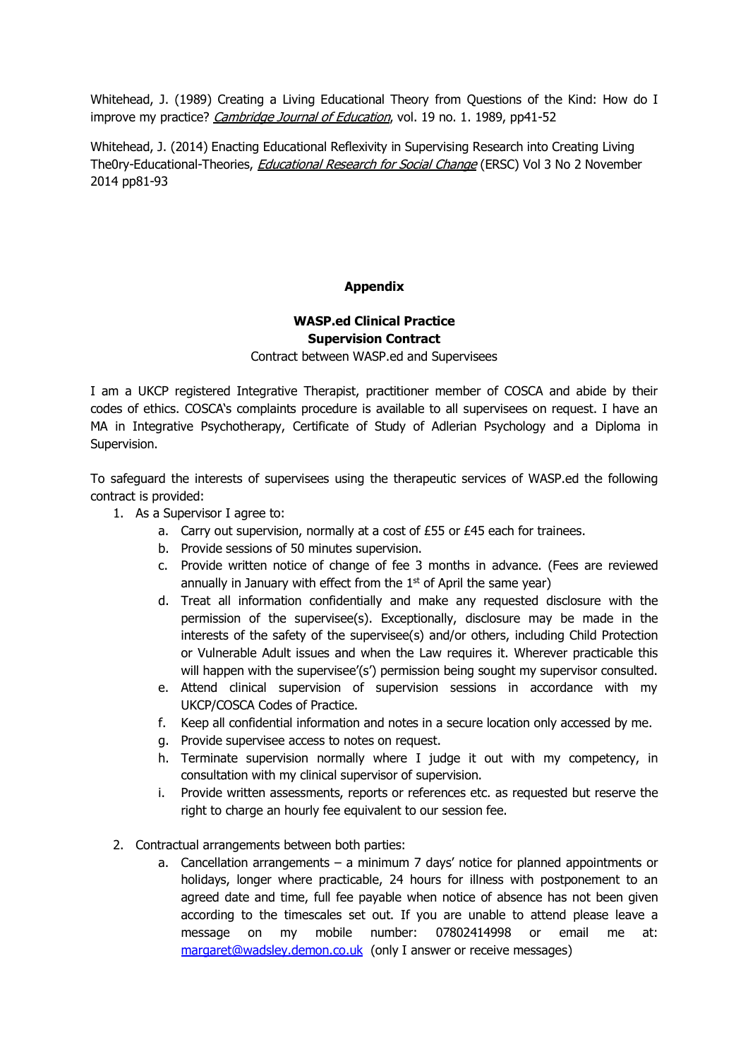Whitehead, J. (1989) Creating a Living Educational Theory from Questions of the Kind: How do I improve my practice? *Cambridge Journal of Education*, vol. 19 no. 1. 1989, pp41-52

Whitehead, J. (2014) Enacting Educational Reflexivity in Supervising Research into Creating Living The0ry-Educational-Theories, *Educational Research for Social Change* (ERSC) Vol 3 No 2 November 2014 pp81-93

## Appendix

### WASP.ed Clinical Practice Supervision Contract

Contract between WASP.ed and Supervisees

I am a UKCP registered Integrative Therapist, practitioner member of COSCA and abide by their codes of ethics. COSCA's complaints procedure is available to all supervisees on request. I have an MA in Integrative Psychotherapy, Certificate of Study of Adlerian Psychology and a Diploma in Supervision.

To safeguard the interests of supervisees using the therapeutic services of WASP.ed the following contract is provided:

1. As a Supervisor I agree to:
    a. Carry out supervision, normally at a cost of £55 or £45 each for trainees.
    b. Provide sessions of 50 minutes supervision.
    c. Provide written notice of change of fee 3 months in advance. (Fees are reviewed annually in January with effect from the 1st of April the same year)
    d. Treat all information confidentially and make any requested disclosure with the permission of the supervisee(s). Exceptionally, disclosure may be made in the interests of the safety of the supervisee(s) and/or others, including Child Protection or Vulnerable Adult issues and when the Law requires it. Wherever practicable this will happen with the supervisee'(s') permission being sought my supervisor consulted.
    e. Attend clinical supervision of supervision sessions in accordance with my UKCP/COSCA Codes of Practice.
    f. Keep all confidential information and notes in a secure location only accessed by me.
    g. Provide supervisee access to notes on request.
    h. Terminate supervision normally where I judge it out with my competency, in consultation with my clinical supervisor of supervision.
    i. Provide written assessments, reports or references etc. as requested but reserve the right to charge an hourly fee equivalent to our session fee.

2. Contractual arrangements between both parties:
    a. Cancellation arrangements – a minimum 7 days' notice for planned appointments or holidays, longer where practicable, 24 hours for illness with postponement to an agreed date and time, full fee payable when notice of absence has not been given according to the timescales set out. If you are unable to attend please leave a message on my mobile number: 07802414998 or email me at: margaret@wadsley.demon.co.uk (only I answer or receive messages)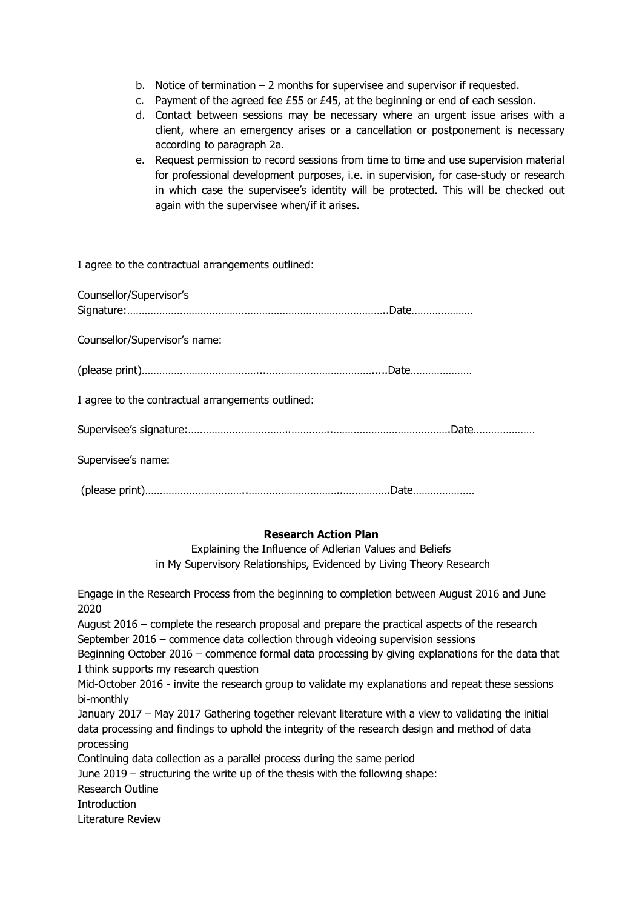b. Notice of termination – 2 months for supervisee and supervisor if requested.
c. Payment of the agreed fee £55 or £45, at the beginning or end of each session.
d. Contact between sessions may be necessary where an urgent issue arises with a client, where an emergency arises or a cancellation or postponement is necessary according to paragraph 2a.
e. Request permission to record sessions from time to time and use supervision material for professional development purposes, i.e. in supervision, for case-study or research in which case the supervisee's identity will be protected. This will be checked out again with the supervisee when/if it arises.

I agree to the contractual arrangements outlined:

Counsellor/Supervisor's Signature:………………………………………………………………………..Date…………………

Counsellor/Supervisor's name:

(please print)…………………………………..…………………………………....Date…………………

I agree to the contractual arrangements outlined:

Supervisee's signature:…………………………….………….……………………………………Date…………………

Supervisee's name:

(please print)……………………………..…………………………..……………Date…………………

**Research Action Plan**

Explaining the Influence of Adlerian Values and Beliefs in My Supervisory Relationships, Evidenced by Living Theory Research

Engage in the Research Process from the beginning to completion between August 2016 and June 2020

August 2016 – complete the research proposal and prepare the practical aspects of the research

September 2016 – commence data collection through videoing supervision sessions

Beginning October 2016 – commence formal data processing by giving explanations for the data that I think supports my research question

Mid-October 2016 - invite the research group to validate my explanations and repeat these sessions bi-monthly

January 2017 – May 2017 Gathering together relevant literature with a view to validating the initial data processing and findings to uphold the integrity of the research design and method of data processing

Continuing data collection as a parallel process during the same period

June 2019 – structuring the write up of the thesis with the following shape:

Research Outline

Introduction

Literature Review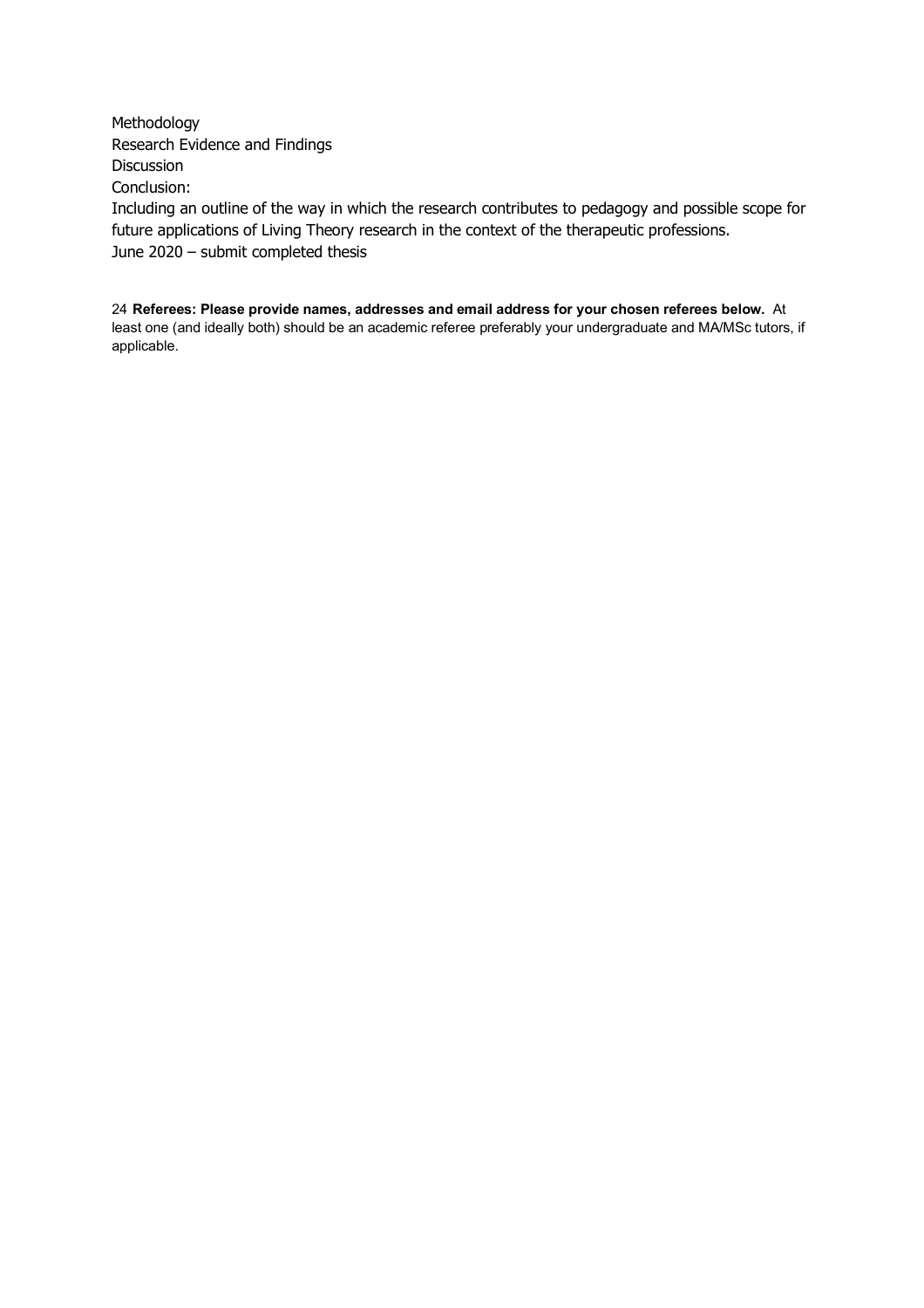Methodology
Research Evidence and Findings
Discussion
Conclusion:
Including an outline of the way in which the research contributes to pedagogy and possible scope for future applications of Living Theory research in the context of the therapeutic professions.
June 2020 – submit completed thesis

24 **Referees: Please provide names, addresses and email address for your chosen referees below.** At least one (and ideally both) should be an academic referee preferably your undergraduate and MA/MSc tutors, if applicable.